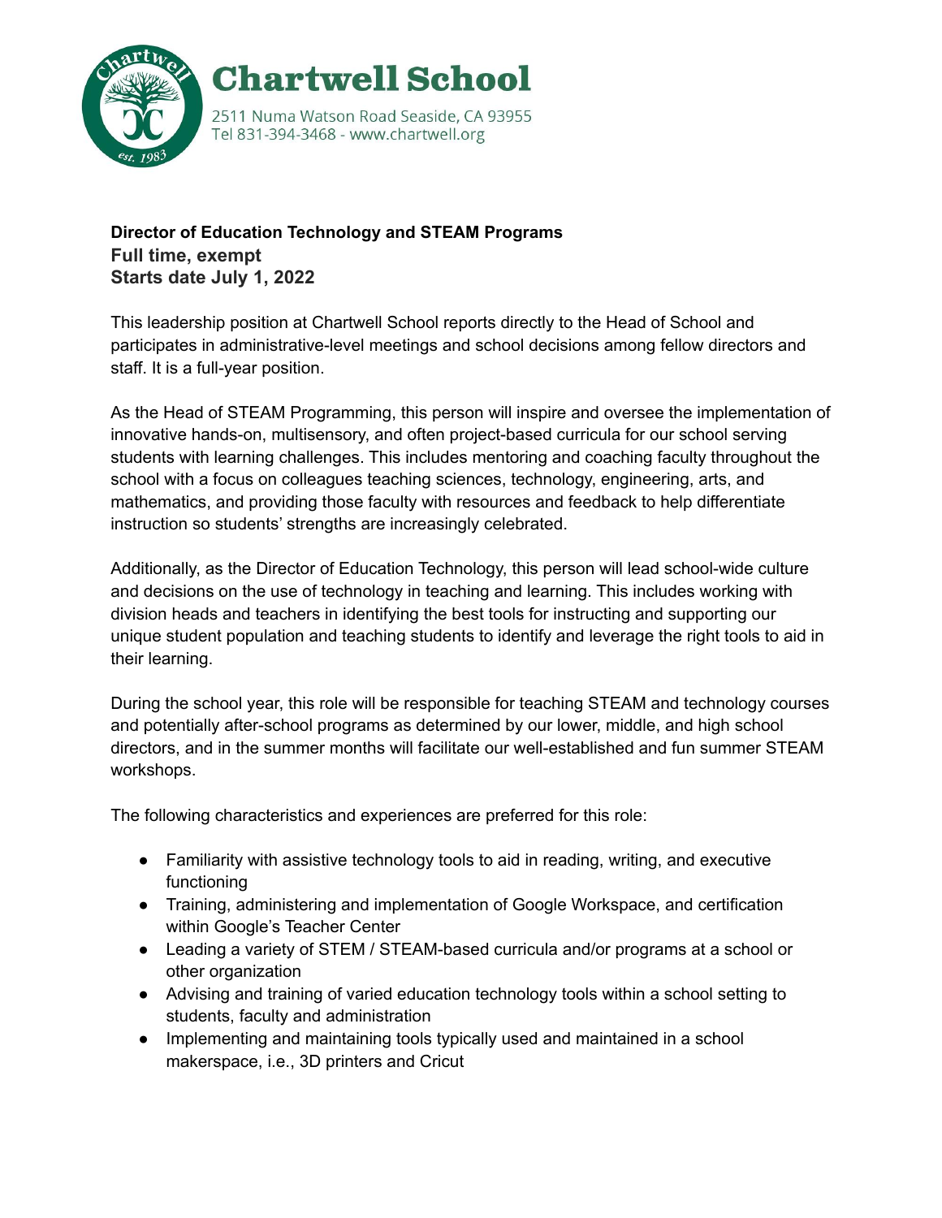# Chartwell School

2511 Numa Watson Road Seaside, CA 93955
Tel 831-394-3468 - www.chartwell.org

**Director of Education Technology and STEAM Programs**
**Full time, exempt**
**Starts date July 1, 2022**

This leadership position at Chartwell School reports directly to the Head of School and participates in administrative-level meetings and school decisions among fellow directors and staff. It is a full-year position.

As the Head of STEAM Programming, this person will inspire and oversee the implementation of innovative hands-on, multisensory, and often project-based curricula for our school serving students with learning challenges. This includes mentoring and coaching faculty throughout the school with a focus on colleagues teaching sciences, technology, engineering, arts, and mathematics, and providing those faculty with resources and feedback to help differentiate instruction so students' strengths are increasingly celebrated.

Additionally, as the Director of Education Technology, this person will lead school-wide culture and decisions on the use of technology in teaching and learning. This includes working with division heads and teachers in identifying the best tools for instructing and supporting our unique student population and teaching students to identify and leverage the right tools to aid in their learning.

During the school year, this role will be responsible for teaching STEAM and technology courses and potentially after-school programs as determined by our lower, middle, and high school directors, and in the summer months will facilitate our well-established and fun summer STEAM workshops.

The following characteristics and experiences are preferred for this role:

- Familiarity with assistive technology tools to aid in reading, writing, and executive functioning
- Training, administering and implementation of Google Workspace, and certification within Google's Teacher Center
- Leading a variety of STEM / STEAM-based curricula and/or programs at a school or other organization
- Advising and training of varied education technology tools within a school setting to students, faculty and administration
- Implementing and maintaining tools typically used and maintained in a school makerspace, i.e., 3D printers and Cricut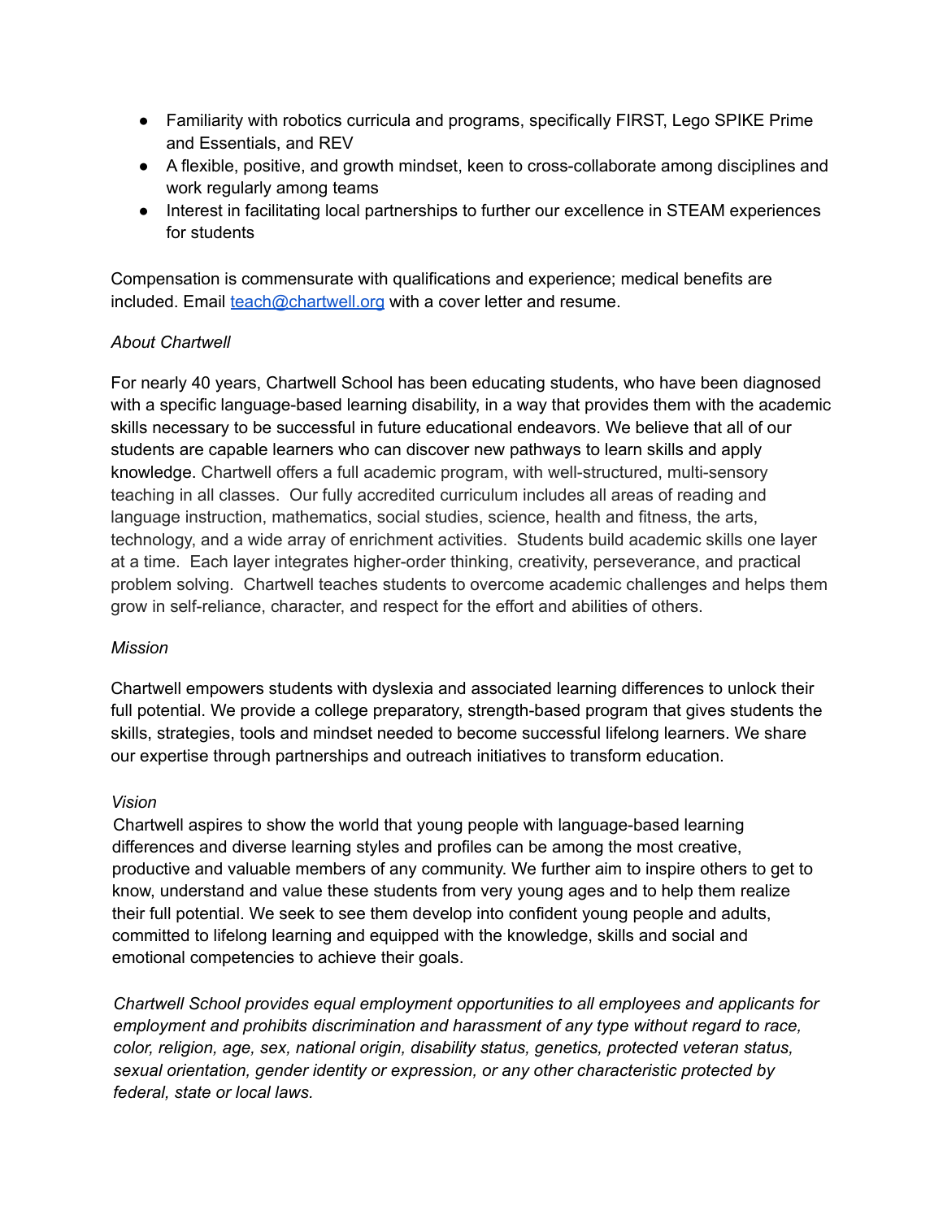- Familiarity with robotics curricula and programs, specifically FIRST, Lego SPIKE Prime and Essentials, and REV
- A flexible, positive, and growth mindset, keen to cross-collaborate among disciplines and work regularly among teams
- Interest in facilitating local partnerships to further our excellence in STEAM experiences for students

Compensation is commensurate with qualifications and experience; medical benefits are included. Email teach@chartwell.org with a cover letter and resume.

*About Chartwell*

For nearly 40 years, Chartwell School has been educating students, who have been diagnosed with a specific language-based learning disability, in a way that provides them with the academic skills necessary to be successful in future educational endeavors. We believe that all of our students are capable learners who can discover new pathways to learn skills and apply knowledge. Chartwell offers a full academic program, with well-structured, multi-sensory teaching in all classes. Our fully accredited curriculum includes all areas of reading and language instruction, mathematics, social studies, science, health and fitness, the arts, technology, and a wide array of enrichment activities. Students build academic skills one layer at a time. Each layer integrates higher-order thinking, creativity, perseverance, and practical problem solving. Chartwell teaches students to overcome academic challenges and helps them grow in self-reliance, character, and respect for the effort and abilities of others.

*Mission*

Chartwell empowers students with dyslexia and associated learning differences to unlock their full potential. We provide a college preparatory, strength-based program that gives students the skills, strategies, tools and mindset needed to become successful lifelong learners. We share our expertise through partnerships and outreach initiatives to transform education.

*Vision*

Chartwell aspires to show the world that young people with language-based learning differences and diverse learning styles and profiles can be among the most creative, productive and valuable members of any community. We further aim to inspire others to get to know, understand and value these students from very young ages and to help them realize their full potential. We seek to see them develop into confident young people and adults, committed to lifelong learning and equipped with the knowledge, skills and social and emotional competencies to achieve their goals.

*Chartwell School provides equal employment opportunities to all employees and applicants for employment and prohibits discrimination and harassment of any type without regard to race, color, religion, age, sex, national origin, disability status, genetics, protected veteran status, sexual orientation, gender identity or expression, or any other characteristic protected by federal, state or local laws.*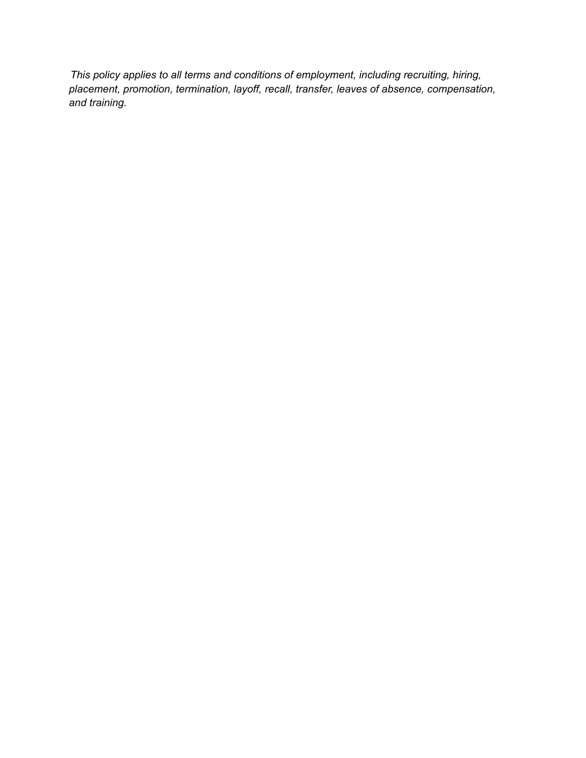*This policy applies to all terms and conditions of employment, including recruiting, hiring, placement, promotion, termination, layoff, recall, transfer, leaves of absence, compensation, and training.*